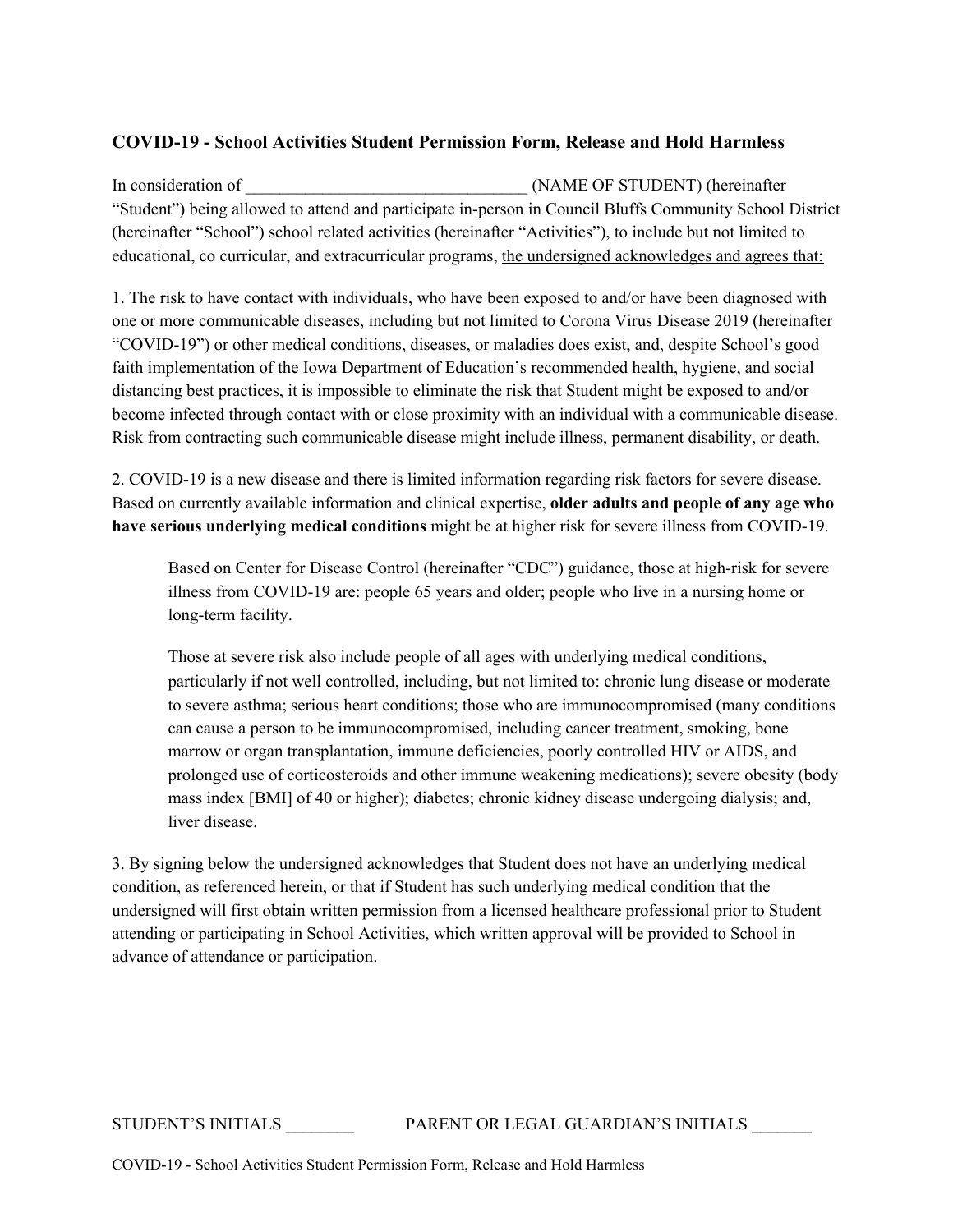**COVID-19 - School Activities Student Permission Form, Release and Hold Harmless**

In consideration of ________________________________ (NAME OF STUDENT) (hereinafter "Student") being allowed to attend and participate in-person in Council Bluffs Community School District (hereinafter "School") school related activities (hereinafter "Activities"), to include but not limited to educational, co curricular, and extracurricular programs, <u>the undersigned acknowledges and agrees that:</u>

1. The risk to have contact with individuals, who have been exposed to and/or have been diagnosed with one or more communicable diseases, including but not limited to Corona Virus Disease 2019 (hereinafter "COVID-19") or other medical conditions, diseases, or maladies does exist, and, despite School's good faith implementation of the Iowa Department of Education's recommended health, hygiene, and social distancing best practices, it is impossible to eliminate the risk that Student might be exposed to and/or become infected through contact with or close proximity with an individual with a communicable disease. Risk from contracting such communicable disease might include illness, permanent disability, or death.

2. COVID-19 is a new disease and there is limited information regarding risk factors for severe disease. Based on currently available information and clinical expertise, **older adults and people of any age who have serious underlying medical conditions** might be at higher risk for severe illness from COVID-19.

> Based on Center for Disease Control (hereinafter "CDC") guidance, those at high-risk for severe illness from COVID-19 are: people 65 years and older; people who live in a nursing home or long-term facility.
>
> Those at severe risk also include people of all ages with underlying medical conditions, particularly if not well controlled, including, but not limited to: chronic lung disease or moderate to severe asthma; serious heart conditions; those who are immunocompromised (many conditions can cause a person to be immunocompromised, including cancer treatment, smoking, bone marrow or organ transplantation, immune deficiencies, poorly controlled HIV or AIDS, and prolonged use of corticosteroids and other immune weakening medications); severe obesity (body mass index [BMI] of 40 or higher); diabetes; chronic kidney disease undergoing dialysis; and, liver disease.

3. By signing below the undersigned acknowledges that Student does not have an underlying medical condition, as referenced herein, or that if Student has such underlying medical condition that the undersigned will first obtain written permission from a licensed healthcare professional prior to Student attending or participating in School Activities, which written approval will be provided to School in advance of attendance or participation.

STUDENT'S INITIALS ________ PARENT OR LEGAL GUARDIAN'S INITIALS _______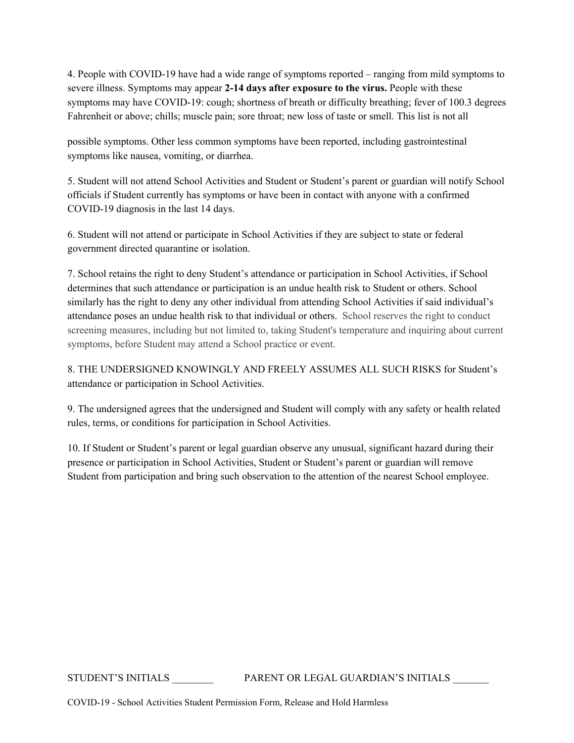4. People with COVID-19 have had a wide range of symptoms reported – ranging from mild symptoms to severe illness. Symptoms may appear **2-14 days after exposure to the virus.** People with these symptoms may have COVID-19: cough; shortness of breath or difficulty breathing; fever of 100.3 degrees Fahrenheit or above; chills; muscle pain; sore throat; new loss of taste or smell. This list is not all possible symptoms. Other less common symptoms have been reported, including gastrointestinal symptoms like nausea, vomiting, or diarrhea.

5. Student will not attend School Activities and Student or Student's parent or guardian will notify School officials if Student currently has symptoms or have been in contact with anyone with a confirmed COVID-19 diagnosis in the last 14 days.

6. Student will not attend or participate in School Activities if they are subject to state or federal government directed quarantine or isolation.

7. School retains the right to deny Student's attendance or participation in School Activities, if School determines that such attendance or participation is an undue health risk to Student or others. School similarly has the right to deny any other individual from attending School Activities if said individual's attendance poses an undue health risk to that individual or others. School reserves the right to conduct screening measures, including but not limited to, taking Student's temperature and inquiring about current symptoms, before Student may attend a School practice or event.

8. THE UNDERSIGNED KNOWINGLY AND FREELY ASSUMES ALL SUCH RISKS for Student's attendance or participation in School Activities.

9. The undersigned agrees that the undersigned and Student will comply with any safety or health related rules, terms, or conditions for participation in School Activities.

10. If Student or Student's parent or legal guardian observe any unusual, significant hazard during their presence or participation in School Activities, Student or Student's parent or guardian will remove Student from participation and bring such observation to the attention of the nearest School employee.

STUDENT'S INITIALS ________ PARENT OR LEGAL GUARDIAN'S INITIALS _______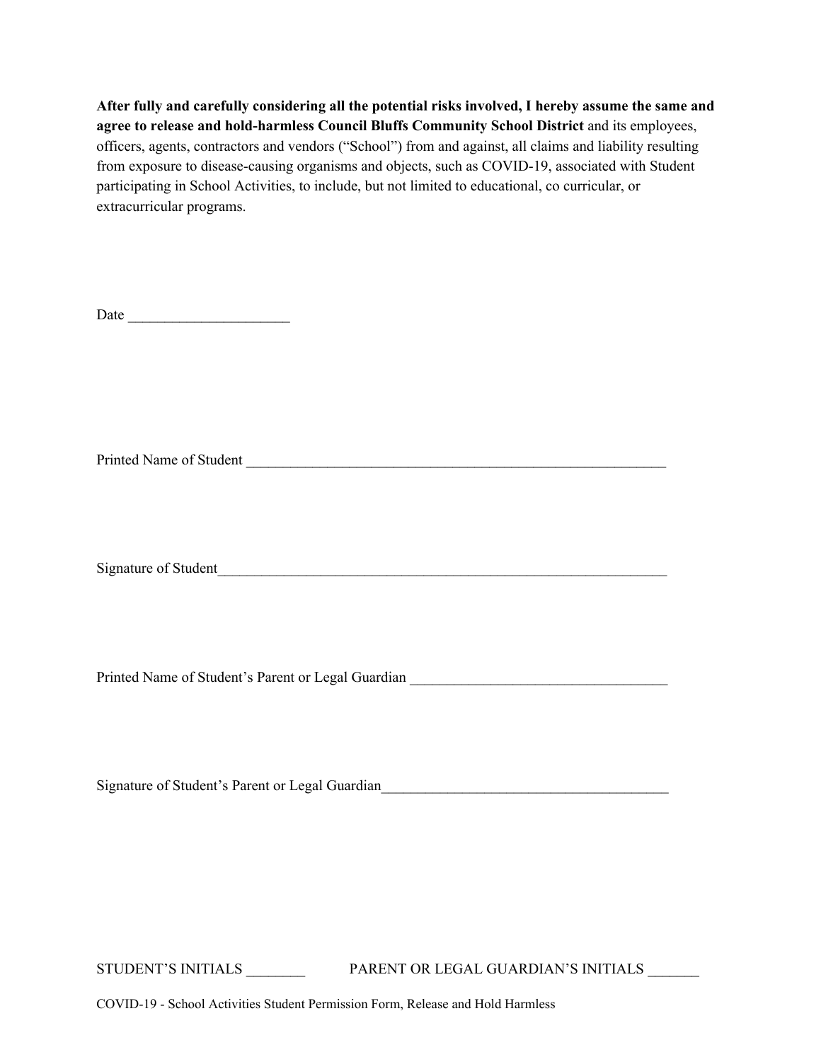**After fully and carefully considering all the potential risks involved, I hereby assume the same and agree to release and hold-harmless Council Bluffs Community School District** and its employees, officers, agents, contractors and vendors ("School") from and against, all claims and liability resulting from exposure to disease-causing organisms and objects, such as COVID-19, associated with Student participating in School Activities, to include, but not limited to educational, co curricular, or extracurricular programs.

Date ______________________

Printed Name of Student ____________________________________________________________

Signature of Student_________________________________________________________________

Printed Name of Student's Parent or Legal Guardian ___________________________________

Signature of Student's Parent or Legal Guardian_______________________________________

STUDENT'S INITIALS ________ PARENT OR LEGAL GUARDIAN'S INITIALS _______

COVID-19 - School Activities Student Permission Form, Release and Hold Harmless